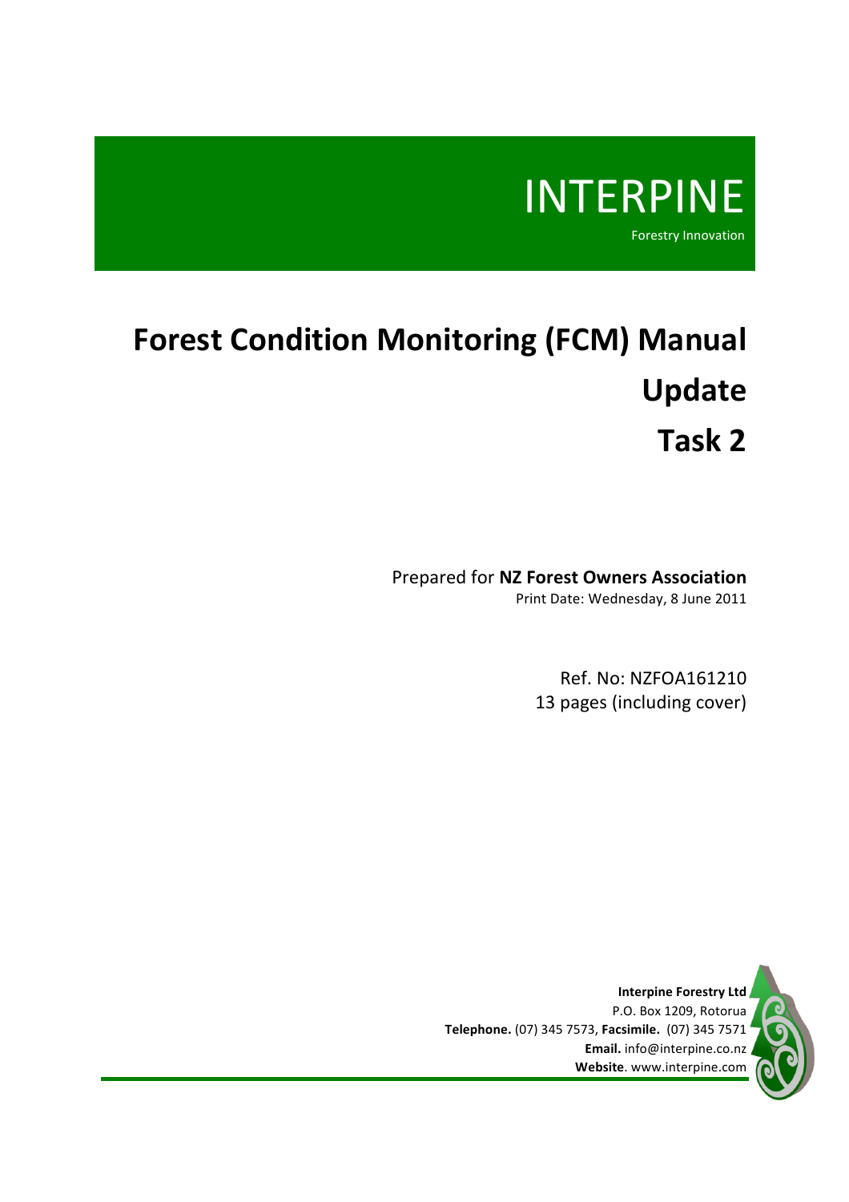INTERPINE

Forestry Innovation

# Forest Condition Monitoring (FCM) Manual Update Task 2

Prepared for **NZ Forest Owners Association**

Print Date: Wednesday, 8 June 2011

Ref. No: NZFOA161210

13 pages (including cover)

**Interpine Forestry Ltd**

P.O. Box 1209, Rotorua

**Telephone.** (07) 345 7573, **Facsimile.** (07) 345 7571

**Email.** info@interpine.co.nz

**Website**. www.interpine.com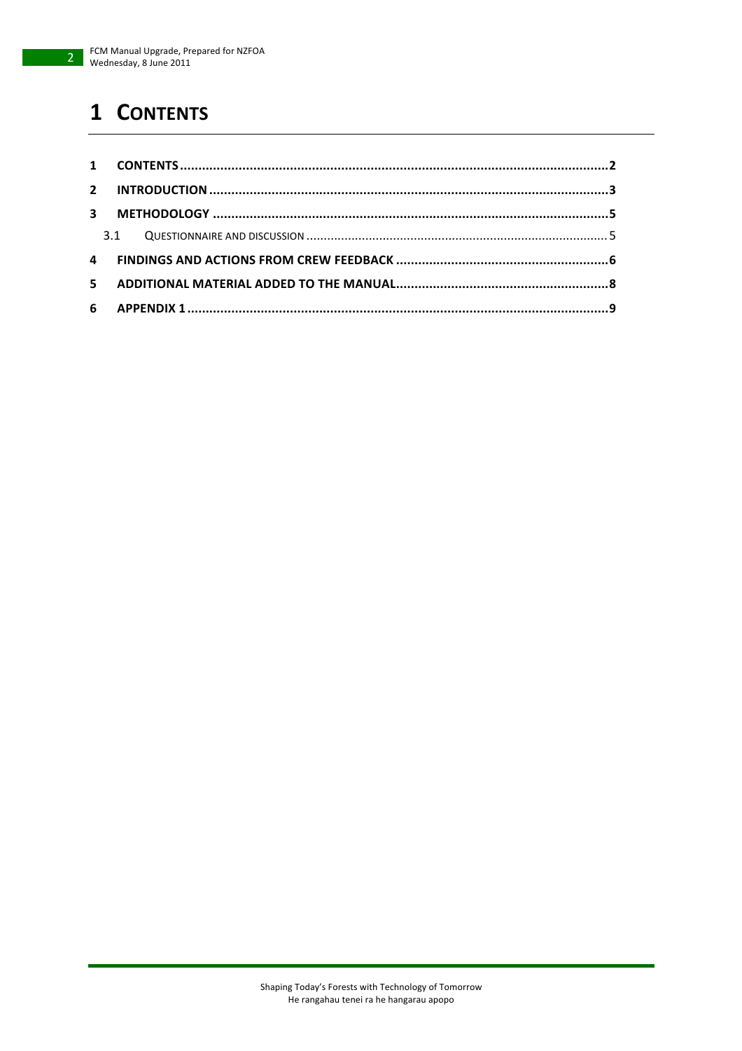# 1 CONTENTS

| | | |
|---|---|---|
| 1 | CONTENTS | 2 |
| 2 | INTRODUCTION | 3 |
| 3 | METHODOLOGY | 5 |
| 3.1 | QUESTIONNAIRE AND DISCUSSION | 5 |
| 4 | FINDINGS AND ACTIONS FROM CREW FEEDBACK | 6 |
| 5 | ADDITIONAL MATERIAL ADDED TO THE MANUAL | 8 |
| 6 | APPENDIX 1 | 9 |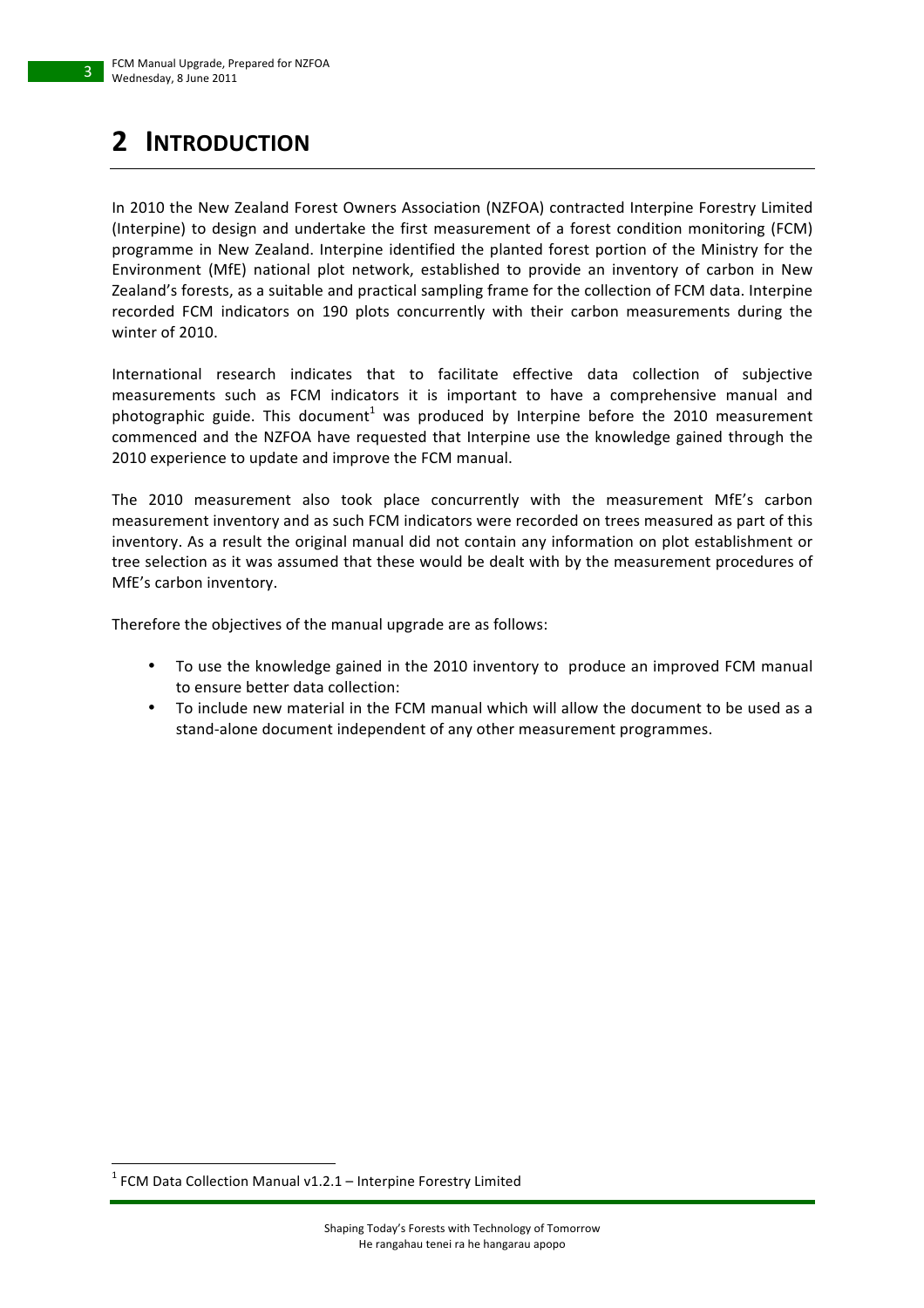# 2 INTRODUCTION

In 2010 the New Zealand Forest Owners Association (NZFOA) contracted Interpine Forestry Limited (Interpine) to design and undertake the first measurement of a forest condition monitoring (FCM) programme in New Zealand. Interpine identified the planted forest portion of the Ministry for the Environment (MfE) national plot network, established to provide an inventory of carbon in New Zealand's forests, as a suitable and practical sampling frame for the collection of FCM data. Interpine recorded FCM indicators on 190 plots concurrently with their carbon measurements during the winter of 2010.

International research indicates that to facilitate effective data collection of subjective measurements such as FCM indicators it is important to have a comprehensive manual and photographic guide. This document[1] was produced by Interpine before the 2010 measurement commenced and the NZFOA have requested that Interpine use the knowledge gained through the 2010 experience to update and improve the FCM manual.

The 2010 measurement also took place concurrently with the measurement MfE's carbon measurement inventory and as such FCM indicators were recorded on trees measured as part of this inventory. As a result the original manual did not contain any information on plot establishment or tree selection as it was assumed that these would be dealt with by the measurement procedures of MfE's carbon inventory.

Therefore the objectives of the manual upgrade are as follows:

- To use the knowledge gained in the 2010 inventory to produce an improved FCM manual to ensure better data collection:
- To include new material in the FCM manual which will allow the document to be used as a stand-alone document independent of any other measurement programmes.

[1] FCM Data Collection Manual v1.2.1 – Interpine Forestry Limited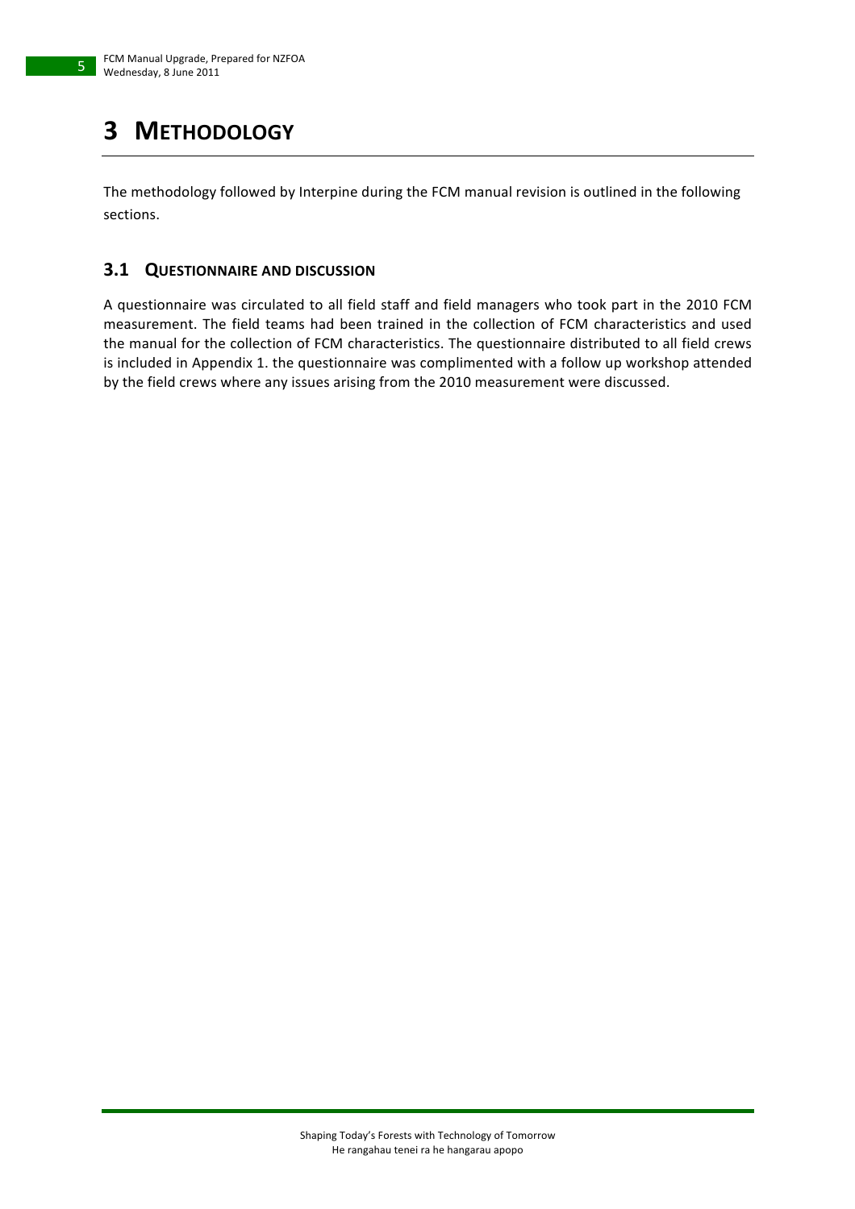# 3 METHODOLOGY

The methodology followed by Interpine during the FCM manual revision is outlined in the following sections.

## 3.1 QUESTIONNAIRE AND DISCUSSION

A questionnaire was circulated to all field staff and field managers who took part in the 2010 FCM measurement. The field teams had been trained in the collection of FCM characteristics and used the manual for the collection of FCM characteristics. The questionnaire distributed to all field crews is included in Appendix 1. the questionnaire was complimented with a follow up workshop attended by the field crews where any issues arising from the 2010 measurement were discussed.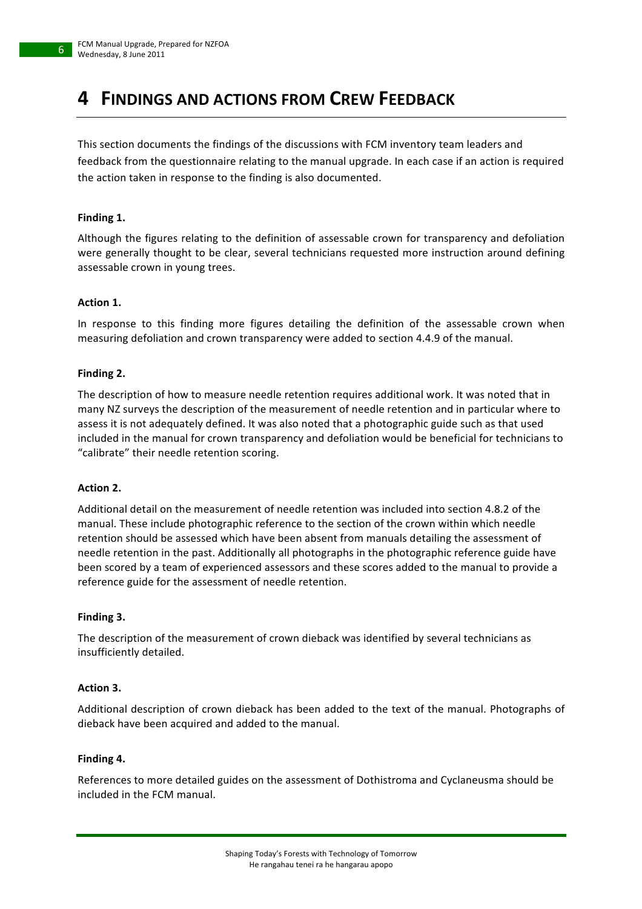# 4 Findings and Actions from Crew Feedback

This section documents the findings of the discussions with FCM inventory team leaders and feedback from the questionnaire relating to the manual upgrade. In each case if an action is required the action taken in response to the finding is also documented.

**Finding 1.**

Although the figures relating to the definition of assessable crown for transparency and defoliation were generally thought to be clear, several technicians requested more instruction around defining assessable crown in young trees.

**Action 1.**

In response to this finding more figures detailing the definition of the assessable crown when measuring defoliation and crown transparency were added to section 4.4.9 of the manual.

**Finding 2.**

The description of how to measure needle retention requires additional work. It was noted that in many NZ surveys the description of the measurement of needle retention and in particular where to assess it is not adequately defined. It was also noted that a photographic guide such as that used included in the manual for crown transparency and defoliation would be beneficial for technicians to "calibrate" their needle retention scoring.

**Action 2.**

Additional detail on the measurement of needle retention was included into section 4.8.2 of the manual. These include photographic reference to the section of the crown within which needle retention should be assessed which have been absent from manuals detailing the assessment of needle retention in the past. Additionally all photographs in the photographic reference guide have been scored by a team of experienced assessors and these scores added to the manual to provide a reference guide for the assessment of needle retention.

**Finding 3.**

The description of the measurement of crown dieback was identified by several technicians as insufficiently detailed.

**Action 3.**

Additional description of crown dieback has been added to the text of the manual. Photographs of dieback have been acquired and added to the manual.

**Finding 4.**

References to more detailed guides on the assessment of Dothistroma and Cyclaneusma should be included in the FCM manual.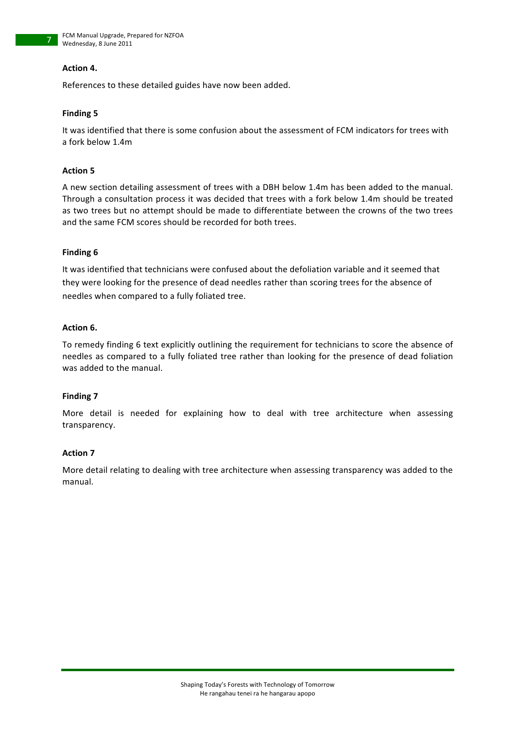**Action 4.**

References to these detailed guides have now been added.

**Finding 5**

It was identified that there is some confusion about the assessment of FCM indicators for trees with a fork below 1.4m

**Action 5**

A new section detailing assessment of trees with a DBH below 1.4m has been added to the manual. Through a consultation process it was decided that trees with a fork below 1.4m should be treated as two trees but no attempt should be made to differentiate between the crowns of the two trees and the same FCM scores should be recorded for both trees.

**Finding 6**

It was identified that technicians were confused about the defoliation variable and it seemed that they were looking for the presence of dead needles rather than scoring trees for the absence of needles when compared to a fully foliated tree.

**Action 6.**

To remedy finding 6 text explicitly outlining the requirement for technicians to score the absence of needles as compared to a fully foliated tree rather than looking for the presence of dead foliation was added to the manual.

**Finding 7**

More detail is needed for explaining how to deal with tree architecture when assessing transparency.

**Action 7**

More detail relating to dealing with tree architecture when assessing transparency was added to the manual.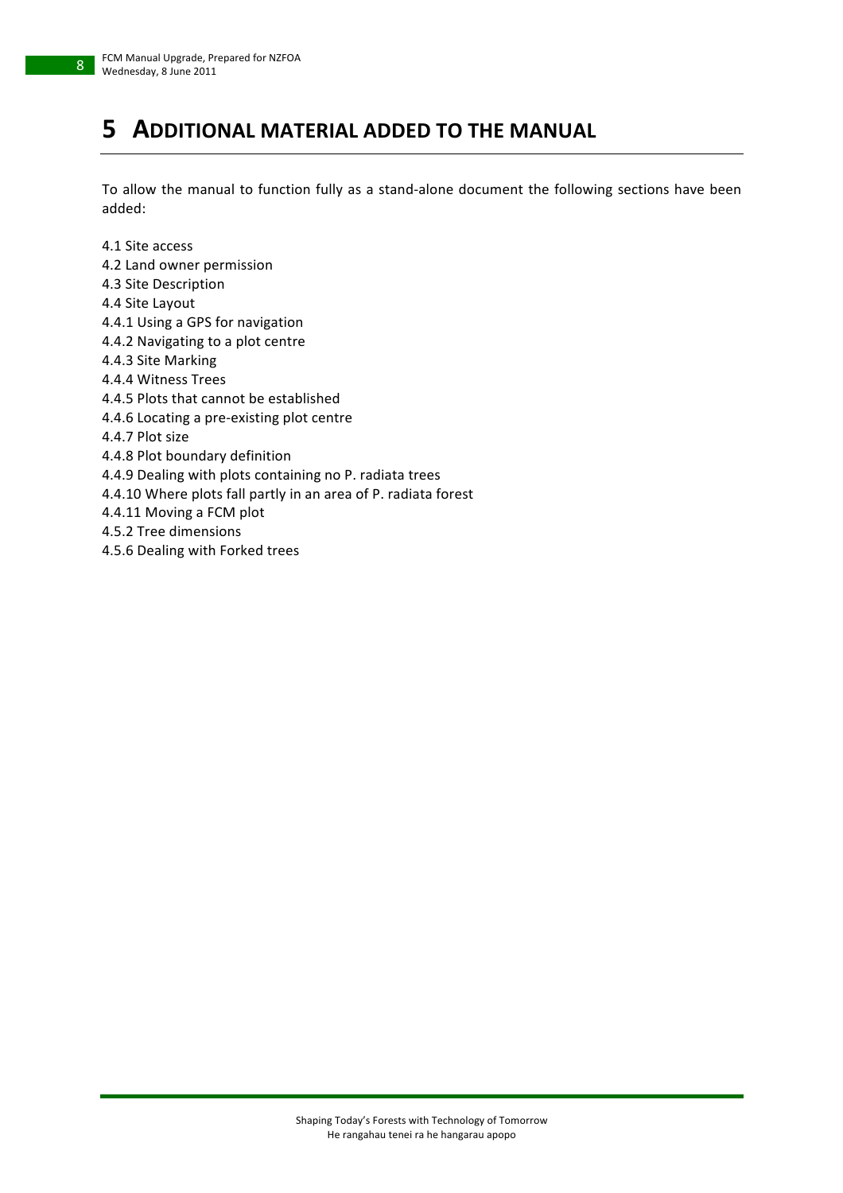# 5 ADDITIONAL MATERIAL ADDED TO THE MANUAL

To allow the manual to function fully as a stand-alone document the following sections have been added:

4.1 Site access
4.2 Land owner permission
4.3 Site Description
4.4 Site Layout
4.4.1 Using a GPS for navigation
4.4.2 Navigating to a plot centre
4.4.3 Site Marking
4.4.4 Witness Trees
4.4.5 Plots that cannot be established
4.4.6 Locating a pre-existing plot centre
4.4.7 Plot size
4.4.8 Plot boundary definition
4.4.9 Dealing with plots containing no P. radiata trees
4.4.10 Where plots fall partly in an area of P. radiata forest
4.4.11 Moving a FCM plot
4.5.2 Tree dimensions
4.5.6 Dealing with Forked trees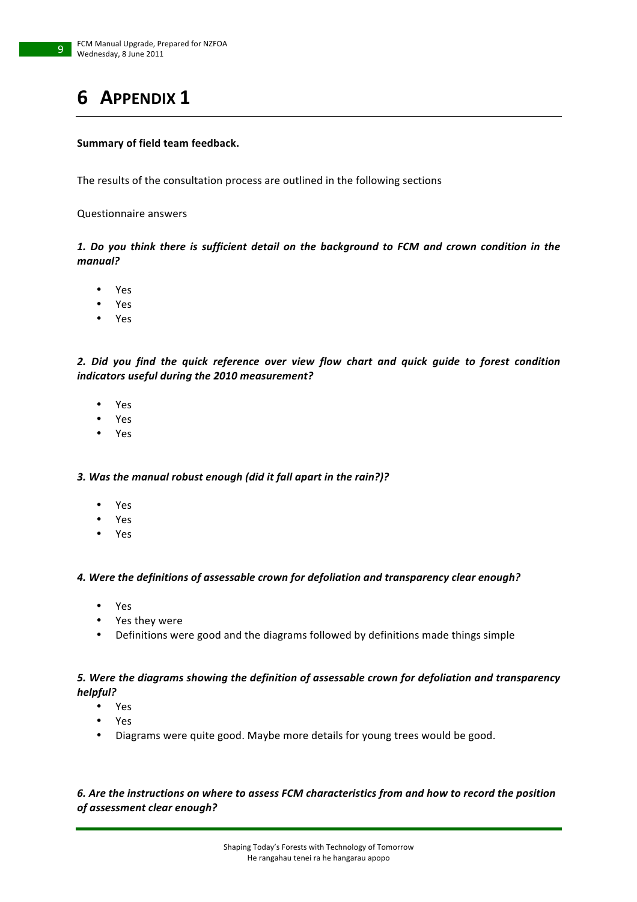# 6 Appendix 1

**Summary of field team feedback.**

The results of the consultation process are outlined in the following sections

Questionnaire answers

***1. Do you think there is sufficient detail on the background to FCM and crown condition in the manual?***

- Yes
- Yes
- Yes

***2. Did you find the quick reference over view flow chart and quick guide to forest condition indicators useful during the 2010 measurement?***

- Yes
- Yes
- Yes

***3. Was the manual robust enough (did it fall apart in the rain?)?***

- Yes
- Yes
- Yes

***4. Were the definitions of assessable crown for defoliation and transparency clear enough?***

- Yes
- Yes they were
- Definitions were good and the diagrams followed by definitions made things simple

***5. Were the diagrams showing the definition of assessable crown for defoliation and transparency helpful?***

- Yes
- Yes
- Diagrams were quite good. Maybe more details for young trees would be good.

***6. Are the instructions on where to assess FCM characteristics from and how to record the position of assessment clear enough?***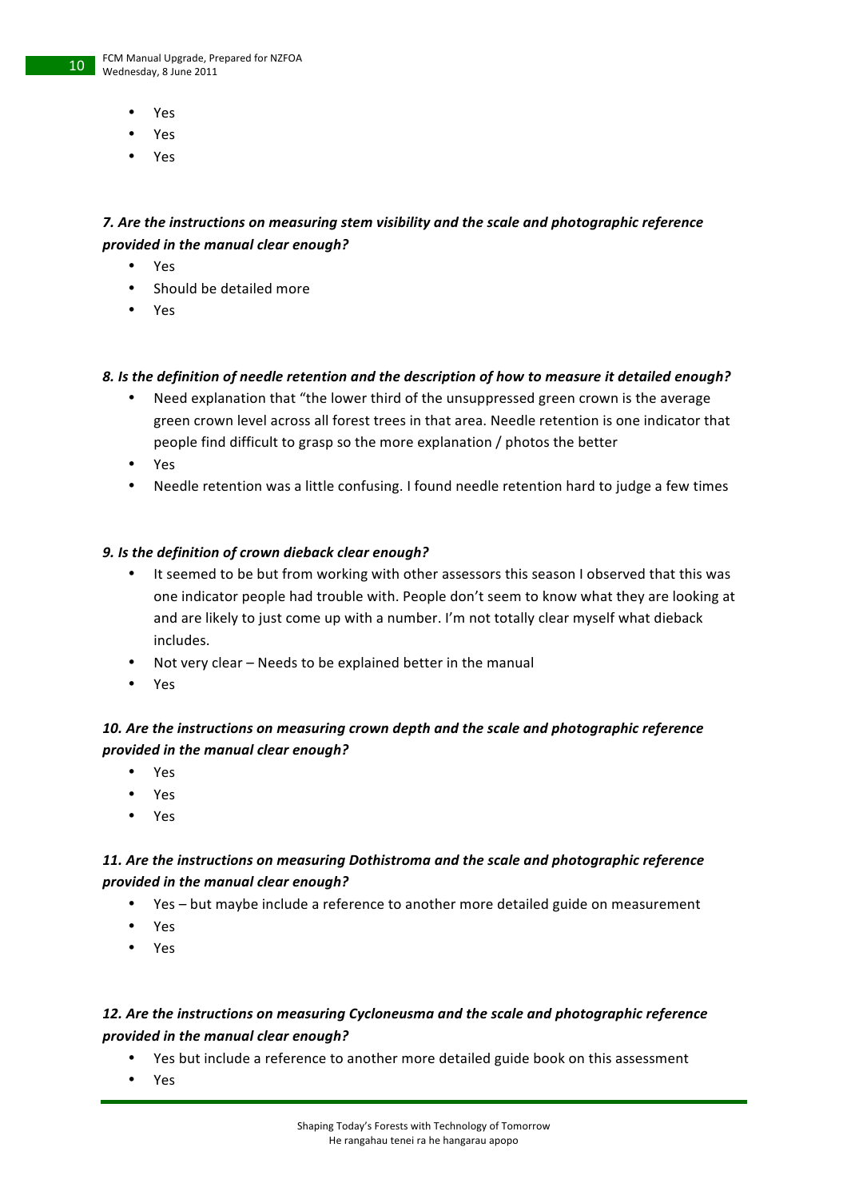- Yes
- Yes
- Yes

***7. Are the instructions on measuring stem visibility and the scale and photographic reference provided in the manual clear enough?***

- Yes
- Should be detailed more
- Yes

***8. Is the definition of needle retention and the description of how to measure it detailed enough?***

- Need explanation that "the lower third of the unsuppressed green crown is the average green crown level across all forest trees in that area. Needle retention is one indicator that people find difficult to grasp so the more explanation / photos the better
- Yes
- Needle retention was a little confusing. I found needle retention hard to judge a few times

***9. Is the definition of crown dieback clear enough?***

- It seemed to be but from working with other assessors this season I observed that this was one indicator people had trouble with. People don't seem to know what they are looking at and are likely to just come up with a number. I'm not totally clear myself what dieback includes.
- Not very clear – Needs to be explained better in the manual
- Yes

***10. Are the instructions on measuring crown depth and the scale and photographic reference provided in the manual clear enough?***

- Yes
- Yes
- Yes

***11. Are the instructions on measuring Dothistroma and the scale and photographic reference provided in the manual clear enough?***

- Yes – but maybe include a reference to another more detailed guide on measurement
- Yes
- Yes

***12. Are the instructions on measuring Cycloneusma and the scale and photographic reference provided in the manual clear enough?***

- Yes but include a reference to another more detailed guide book on this assessment
- Yes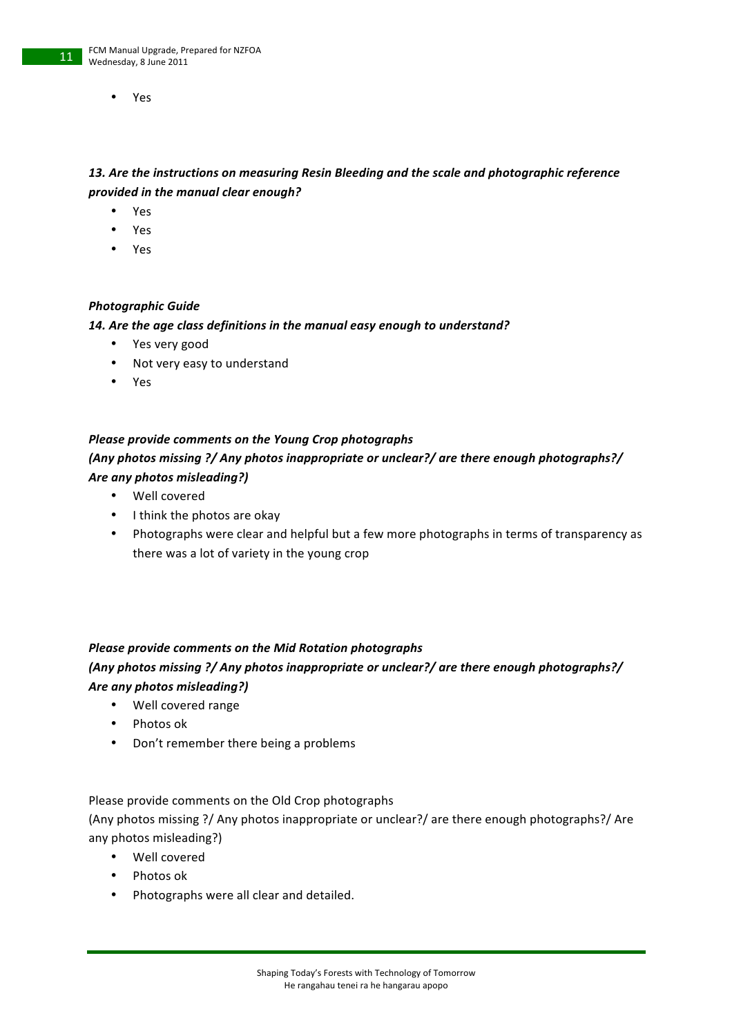- Yes

***13. Are the instructions on measuring Resin Bleeding and the scale and photographic reference provided in the manual clear enough?***

- Yes
- Yes
- Yes

***Photographic Guide***

***14. Are the age class definitions in the manual easy enough to understand?***

- Yes very good
- Not very easy to understand
- Yes

***Please provide comments on the Young Crop photographs***
***(Any photos missing ?/ Any photos inappropriate or unclear?/ are there enough photographs?/ Are any photos misleading?)***

- Well covered
- I think the photos are okay
- Photographs were clear and helpful but a few more photographs in terms of transparency as there was a lot of variety in the young crop

***Please provide comments on the Mid Rotation photographs***
***(Any photos missing ?/ Any photos inappropriate or unclear?/ are there enough photographs?/ Are any photos misleading?)***

- Well covered range
- Photos ok
- Don't remember there being a problems

Please provide comments on the Old Crop photographs
(Any photos missing ?/ Any photos inappropriate or unclear?/ are there enough photographs?/ Are any photos misleading?)

- Well covered
- Photos ok
- Photographs were all clear and detailed.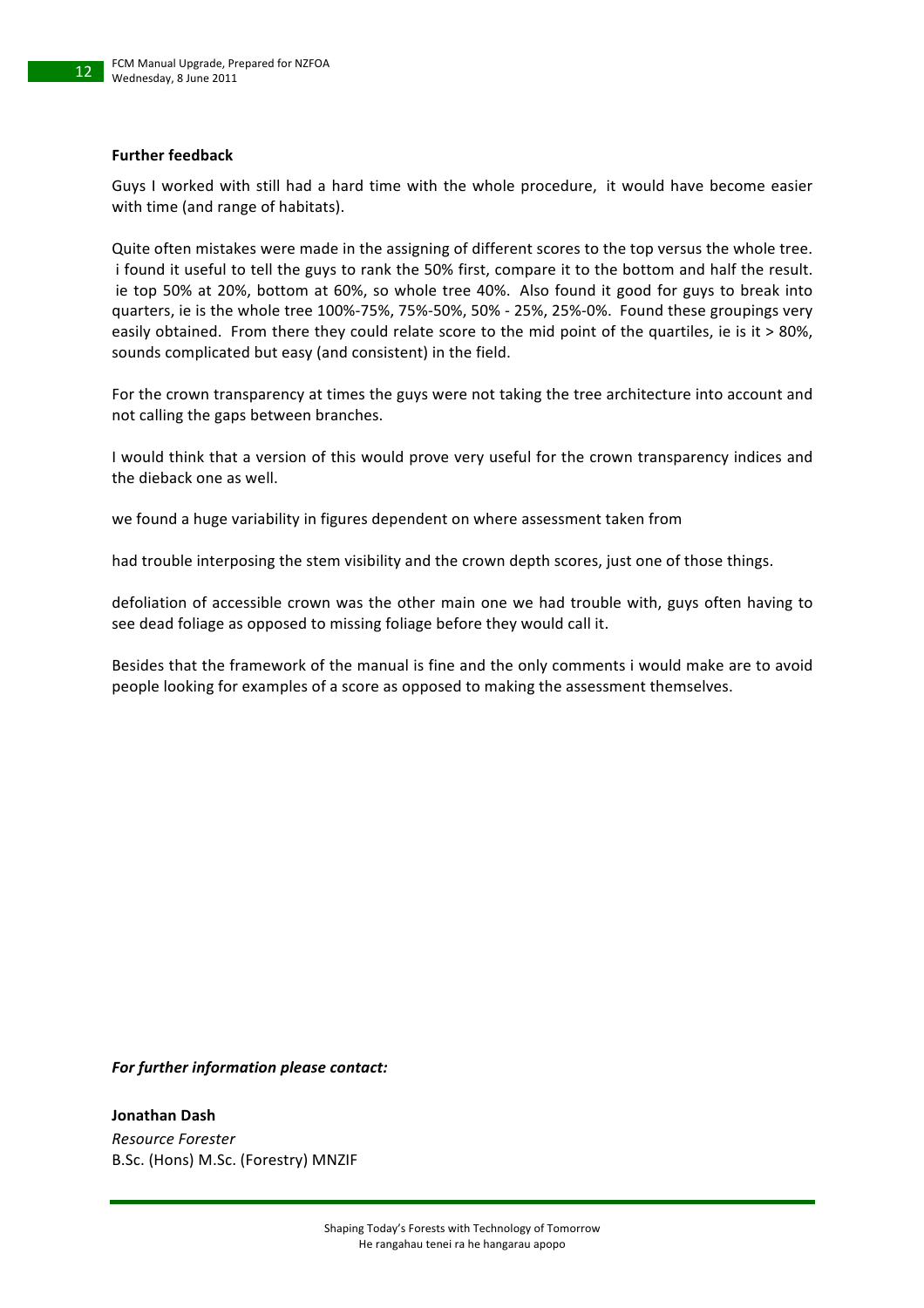**Further feedback**

Guys I worked with still had a hard time with the whole procedure, it would have become easier with time (and range of habitats).

Quite often mistakes were made in the assigning of different scores to the top versus the whole tree. i found it useful to tell the guys to rank the 50% first, compare it to the bottom and half the result. ie top 50% at 20%, bottom at 60%, so whole tree 40%. Also found it good for guys to break into quarters, ie is the whole tree 100%-75%, 75%-50%, 50% - 25%, 25%-0%. Found these groupings very easily obtained. From there they could relate score to the mid point of the quartiles, ie is it > 80%, sounds complicated but easy (and consistent) in the field.

For the crown transparency at times the guys were not taking the tree architecture into account and not calling the gaps between branches.

I would think that a version of this would prove very useful for the crown transparency indices and the dieback one as well.

we found a huge variability in figures dependent on where assessment taken from

had trouble interposing the stem visibility and the crown depth scores, just one of those things.

defoliation of accessible crown was the other main one we had trouble with, guys often having to see dead foliage as opposed to missing foliage before they would call it.

Besides that the framework of the manual is fine and the only comments i would make are to avoid people looking for examples of a score as opposed to making the assessment themselves.

***For further information please contact:***

**Jonathan Dash**
*Resource Forester*
B.Sc. (Hons) M.Sc. (Forestry) MNZIF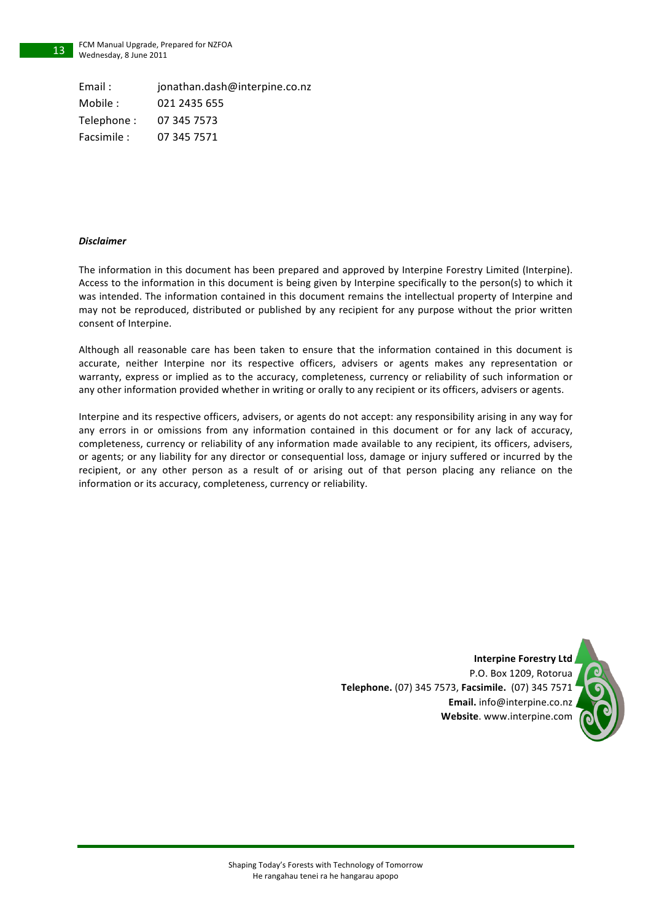Email : jonathan.dash@interpine.co.nz
Mobile : 021 2435 655
Telephone : 07 345 7573
Facsimile : 07 345 7571

***Disclaimer***

The information in this document has been prepared and approved by Interpine Forestry Limited (Interpine). Access to the information in this document is being given by Interpine specifically to the person(s) to which it was intended. The information contained in this document remains the intellectual property of Interpine and may not be reproduced, distributed or published by any recipient for any purpose without the prior written consent of Interpine.

Although all reasonable care has been taken to ensure that the information contained in this document is accurate, neither Interpine nor its respective officers, advisers or agents makes any representation or warranty, express or implied as to the accuracy, completeness, currency or reliability of such information or any other information provided whether in writing or orally to any recipient or its officers, advisers or agents.

Interpine and its respective officers, advisers, or agents do not accept: any responsibility arising in any way for any errors in or omissions from any information contained in this document or for any lack of accuracy, completeness, currency or reliability of any information made available to any recipient, its officers, advisers, or agents; or any liability for any director or consequential loss, damage or injury suffered or incurred by the recipient, or any other person as a result of or arising out of that person placing any reliance on the information or its accuracy, completeness, currency or reliability.

**Interpine Forestry Ltd**
P.O. Box 1209, Rotorua
**Telephone.** (07) 345 7573, **Facsimile.** (07) 345 7571
**Email.** info@interpine.co.nz
**Website**. www.interpine.com

Shaping Today's Forests with Technology of Tomorrow
He rangahau tenei ra he hangarau apopo